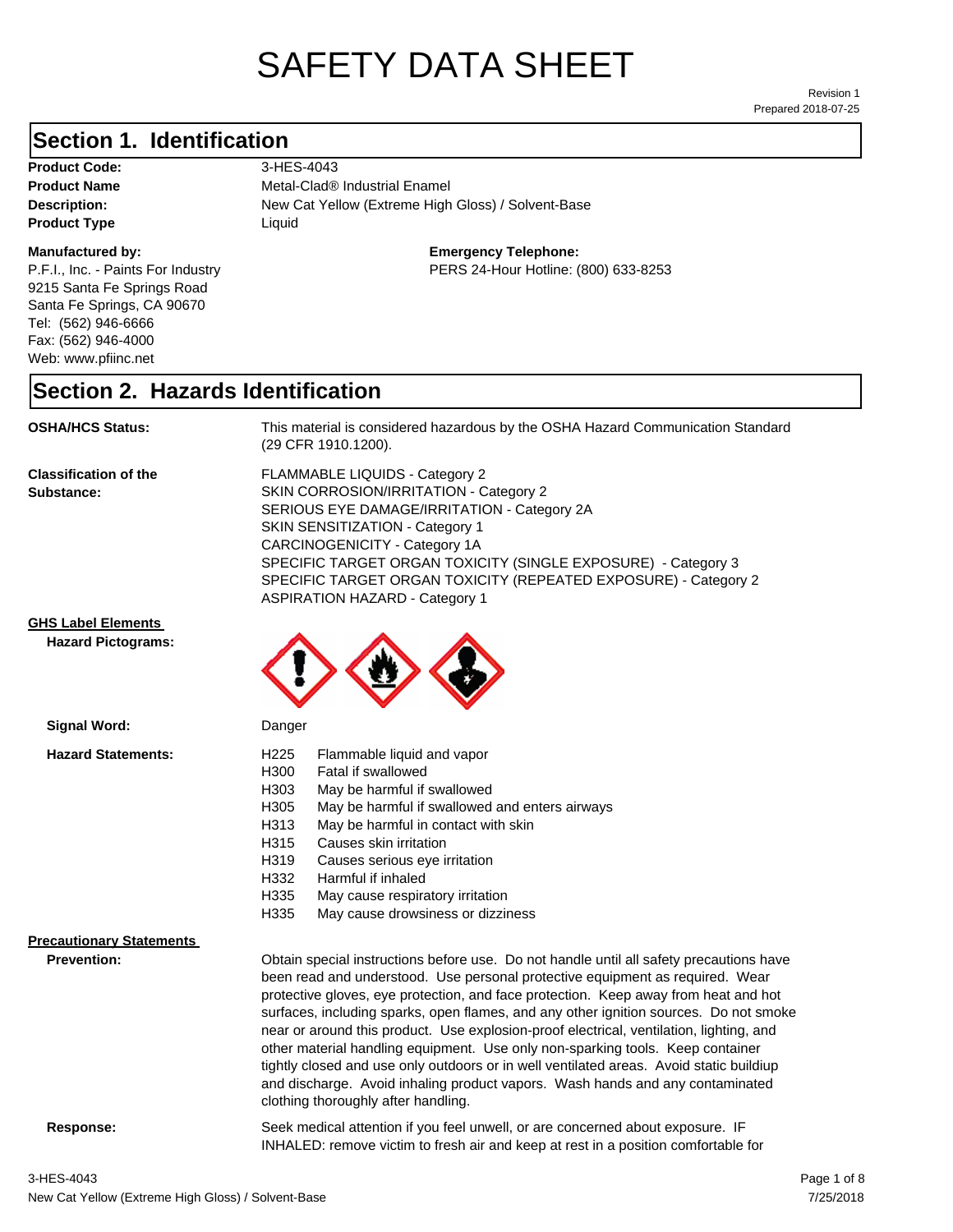# SAFETY DATA SHEET

Revision 1
Prepared 2018-07-25

## Section 1. Identification

**Product Code:** 3-HES-4043
**Product Name** Metal-Clad® Industrial Enamel
**Description:** New Cat Yellow (Extreme High Gloss) / Solvent-Base
**Product Type** Liquid

**Manufactured by:**
P.F.I., Inc. - Paints For Industry
9215 Santa Fe Springs Road
Santa Fe Springs, CA 90670
Tel: (562) 946-6666
Fax: (562) 946-4000
Web: www.pfiinc.net

**Emergency Telephone:**
PERS 24-Hour Hotline: (800) 633-8253

## Section 2. Hazards Identification

**OSHA/HCS Status:** This material is considered hazardous by the OSHA Hazard Communication Standard (29 CFR 1910.1200).

**Classification of the Substance:**
FLAMMABLE LIQUIDS - Category 2
SKIN CORROSION/IRRITATION - Category 2
SERIOUS EYE DAMAGE/IRRITATION - Category 2A
SKIN SENSITIZATION - Category 1
CARCINOGENICITY - Category 1A
SPECIFIC TARGET ORGAN TOXICITY (SINGLE EXPOSURE) - Category 3
SPECIFIC TARGET ORGAN TOXICITY (REPEATED EXPOSURE) - Category 2
ASPIRATION HAZARD - Category 1

**GHS Label Elements**

**Hazard Pictograms:**

**Signal Word:** Danger

**Hazard Statements:**

- H225 Flammable liquid and vapor
- H300 Fatal if swallowed
- H303 May be harmful if swallowed
- H305 May be harmful if swallowed and enters airways
- H313 May be harmful in contact with skin
- H315 Causes skin irritation
- H319 Causes serious eye irritation
- H332 Harmful if inhaled
- H335 May cause respiratory irritation
- H335 May cause drowsiness or dizziness

**Precautionary Statements**

**Prevention:** Obtain special instructions before use. Do not handle until all safety precautions have been read and understood. Use personal protective equipment as required. Wear protective gloves, eye protection, and face protection. Keep away from heat and hot surfaces, including sparks, open flames, and any other ignition sources. Do not smoke near or around this product. Use explosion-proof electrical, ventilation, lighting, and other material handling equipment. Use only non-sparking tools. Keep container tightly closed and use only outdoors or in well ventilated areas. Avoid static buildiup and discharge. Avoid inhaling product vapors. Wash hands and any contaminated clothing thoroughly after handling.

**Response:** Seek medical attention if you feel unwell, or are concerned about exposure. IF INHALED: remove victim to fresh air and keep at rest in a position comfortable for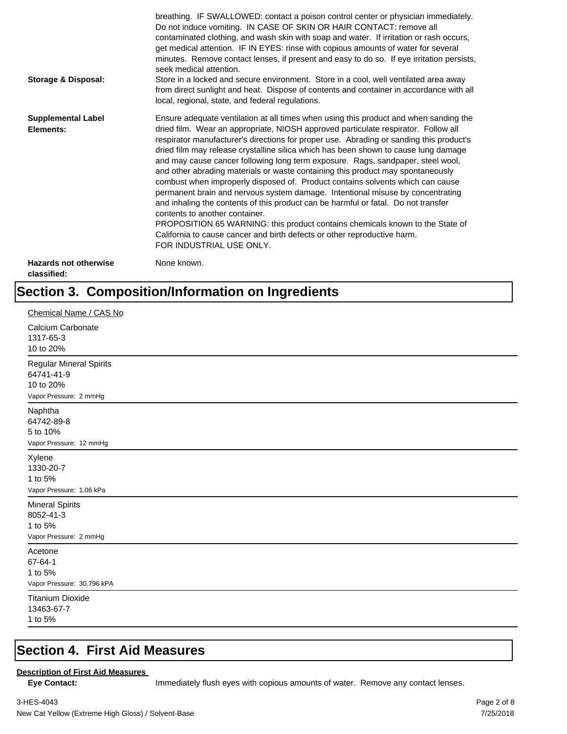breathing. IF SWALLOWED: contact a poison control center or physician immediately. Do not induce vomiting. IN CASE OF SKIN OR HAIR CONTACT: remove all contaminated clothing, and wash skin with soap and water. If irritation or rash occurs, get medical attention. IF IN EYES: rinse with copious amounts of water for several minutes. Remove contact lenses, if present and easy to do so. If eye irritation persists, seek medical attention.

**Storage & Disposal:** Store in a locked and secure environment. Store in a cool, well ventilated area away from direct sunlight and heat. Dispose of contents and container in accordance with all local, regional, state, and federal regulations.

**Supplemental Label Elements:** Ensure adequate ventilation at all times when using this product and when sanding the dried film. Wear an appropriate, NIOSH approved particulate respirator. Follow all respirator manufacturer's directions for proper use. Abrading or sanding this product's dried film may release crystalline silica which has been shown to cause lung damage and may cause cancer following long term exposure. Rags, sandpaper, steel wool, and other abrading materials or waste containing this product may spontaneously combust when improperly disposed of. Product contains solvents which can cause permanent brain and nervous system damage. Intentional misuse by concentrating and inhaling the contents of this product can be harmful or fatal. Do not transfer contents to another container.
PROPOSITION 65 WARNING: this product contains chemicals known to the State of California to cause cancer and birth defects or other reproductive harm.
FOR INDUSTRIAL USE ONLY.

**Hazards not otherwise classified:** None known.

# Section 3. Composition/Information on Ingredients

Chemical Name / CAS No

Calcium Carbonate
1317-65-3
10 to 20%

---

Regular Mineral Spirits
64741-41-9
10 to 20%
Vapor Pressure: 2 mmHg

---

Naphtha
64742-89-8
5 to 10%
Vapor Pressure: 12 mmHg

---

Xylene
1330-20-7
1 to 5%
Vapor Pressure: 1.06 kPa

---

Mineral Spirits
8052-41-3
1 to 5%
Vapor Pressure: 2 mmHg

---

Acetone
67-64-1
1 to 5%
Vapor Pressure: 30.796 kPA

---

Titanium Dioxide
13463-67-7
1 to 5%

# Section 4. First Aid Measures

**Description of First Aid Measures**

**Eye Contact:** Immediately flush eyes with copious amounts of water. Remove any contact lenses.

3-HES-4043
New Cat Yellow (Extreme High Gloss) / Solvent-Base
7/25/2018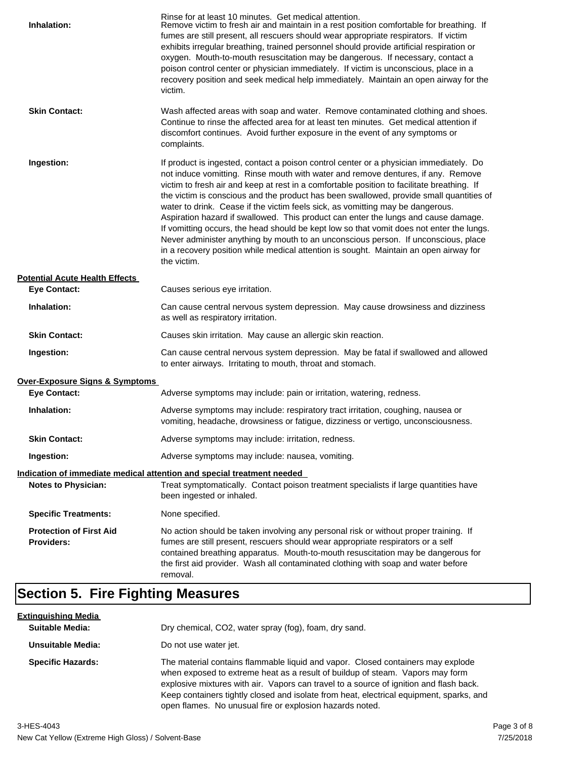Rinse for at least 10 minutes. Get medical attention.

**Inhalation:** Remove victim to fresh air and maintain in a rest position comfortable for breathing. If fumes are still present, all rescuers should wear appropriate respirators. If victim exhibits irregular breathing, trained personnel should provide artificial respiration or oxygen. Mouth-to-mouth resuscitation may be dangerous. If necessary, contact a poison control center or physician immediately. If victim is unconscious, place in a recovery position and seek medical help immediately. Maintain an open airway for the victim.

**Skin Contact:** Wash affected areas with soap and water. Remove contaminated clothing and shoes. Continue to rinse the affected area for at least ten minutes. Get medical attention if discomfort continues. Avoid further exposure in the event of any symptoms or complaints.

**Ingestion:** If product is ingested, contact a poison control center or a physician immediately. Do not induce vomitting. Rinse mouth with water and remove dentures, if any. Remove victim to fresh air and keep at rest in a comfortable position to facilitate breathing. If the victim is conscious and the product has been swallowed, provide small quantities of water to drink. Cease if the victim feels sick, as vomitting may be dangerous. Aspiration hazard if swallowed. This product can enter the lungs and cause damage. If vomitting occurs, the head should be kept low so that vomit does not enter the lungs. Never administer anything by mouth to an unconscious person. If unconscious, place in a recovery position while medical attention is sought. Maintain an open airway for the victim.

**Potential Acute Health Effects**

**Eye Contact:** Causes serious eye irritation.

**Inhalation:** Can cause central nervous system depression. May cause drowsiness and dizziness as well as respiratory irritation.

**Skin Contact:** Causes skin irritation. May cause an allergic skin reaction.

**Ingestion:** Can cause central nervous system depression. May be fatal if swallowed and allowed to enter airways. Irritating to mouth, throat and stomach.

**Over-Exposure Signs & Symptoms**

**Eye Contact:** Adverse symptoms may include: pain or irritation, watering, redness.

**Inhalation:** Adverse symptoms may include: respiratory tract irritation, coughing, nausea or vomiting, headache, drowsiness or fatigue, dizziness or vertigo, unconsciousness.

**Skin Contact:** Adverse symptoms may include: irritation, redness.

**Ingestion:** Adverse symptoms may include: nausea, vomiting.

**Indication of immediate medical attention and special treatment needed**

**Notes to Physician:** Treat symptomatically. Contact poison treatment specialists if large quantities have been ingested or inhaled.

**Specific Treatments:** None specified.

**Protection of First Aid Providers:** No action should be taken involving any personal risk or without proper training. If fumes are still present, rescuers should wear appropriate respirators or a self contained breathing apparatus. Mouth-to-mouth resuscitation may be dangerous for the first aid provider. Wash all contaminated clothing with soap and water before removal.

# Section 5. Fire Fighting Measures

**Extinguishing Media**

**Suitable Media:** Dry chemical, $CO_2$, water spray (fog), foam, dry sand.

**Unsuitable Media:** Do not use water jet.

**Specific Hazards:** The material contains flammable liquid and vapor. Closed containers may explode when exposed to extreme heat as a result of buildup of steam. Vapors may form explosive mixtures with air. Vapors can travel to a source of ignition and flash back. Keep containers tightly closed and isolate from heat, electrical equipment, sparks, and open flames. No unusual fire or explosion hazards noted.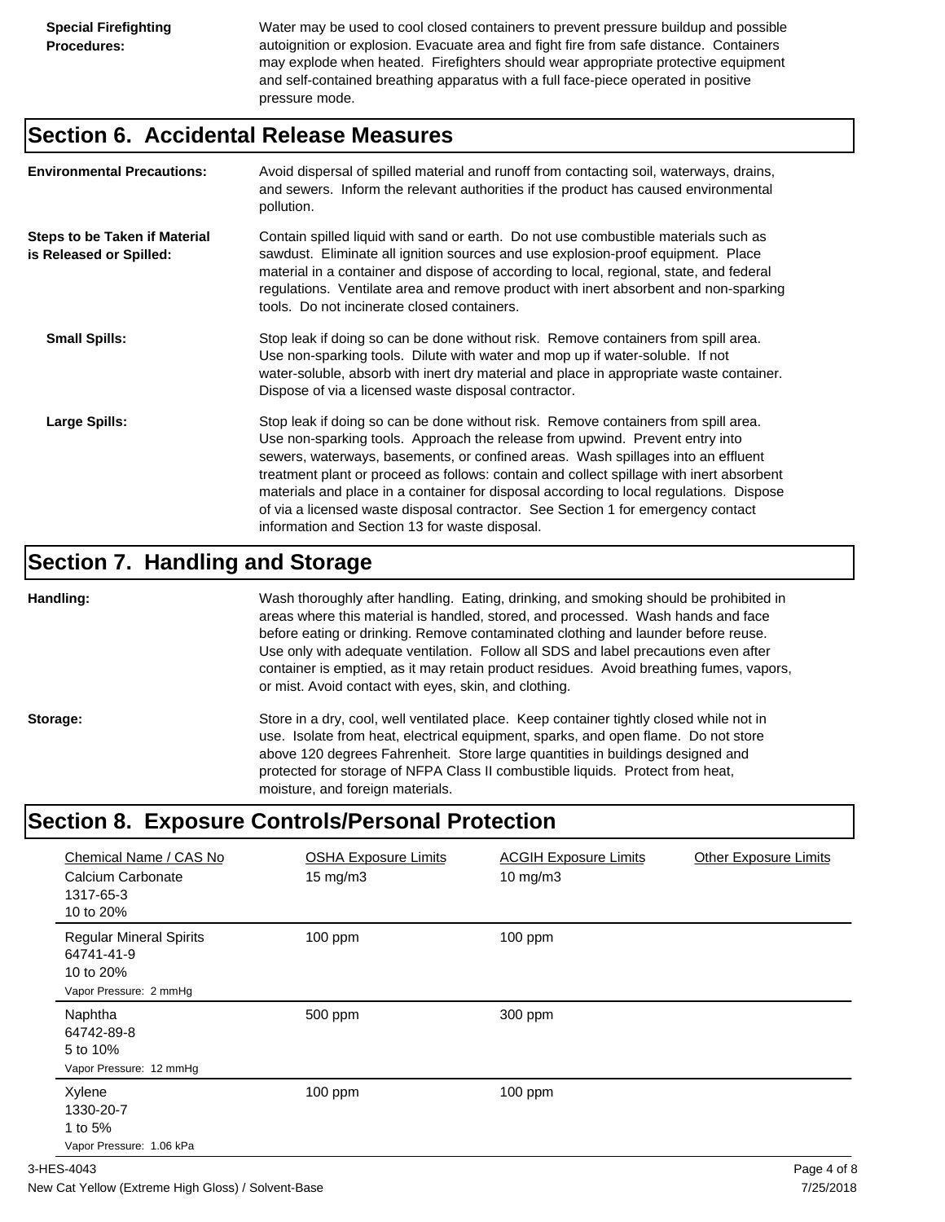**Special Firefighting Procedures:** Water may be used to cool closed containers to prevent pressure buildup and possible autoignition or explosion. Evacuate area and fight fire from safe distance. Containers may explode when heated. Firefighters should wear appropriate protective equipment and self-contained breathing apparatus with a full face-piece operated in positive pressure mode.

## Section 6. Accidental Release Measures

**Environmental Precautions:** Avoid dispersal of spilled material and runoff from contacting soil, waterways, drains, and sewers. Inform the relevant authorities if the product has caused environmental pollution.

**Steps to be Taken if Material is Released or Spilled:** Contain spilled liquid with sand or earth. Do not use combustible materials such as sawdust. Eliminate all ignition sources and use explosion-proof equipment. Place material in a container and dispose of according to local, regional, state, and federal regulations. Ventilate area and remove product with inert absorbent and non-sparking tools. Do not incinerate closed containers.

**Small Spills:** Stop leak if doing so can be done without risk. Remove containers from spill area. Use non-sparking tools. Dilute with water and mop up if water-soluble. If not water-soluble, absorb with inert dry material and place in appropriate waste container. Dispose of via a licensed waste disposal contractor.

**Large Spills:** Stop leak if doing so can be done without risk. Remove containers from spill area. Use non-sparking tools. Approach the release from upwind. Prevent entry into sewers, waterways, basements, or confined areas. Wash spillages into an effluent treatment plant or proceed as follows: contain and collect spillage with inert absorbent materials and place in a container for disposal according to local regulations. Dispose of via a licensed waste disposal contractor. See Section 1 for emergency contact information and Section 13 for waste disposal.

## Section 7. Handling and Storage

**Handling:** Wash thoroughly after handling. Eating, drinking, and smoking should be prohibited in areas where this material is handled, stored, and processed. Wash hands and face before eating or drinking. Remove contaminated clothing and launder before reuse. Use only with adequate ventilation. Follow all SDS and label precautions even after container is emptied, as it may retain product residues. Avoid breathing fumes, vapors, or mist. Avoid contact with eyes, skin, and clothing.

**Storage:** Store in a dry, cool, well ventilated place. Keep container tightly closed while not in use. Isolate from heat, electrical equipment, sparks, and open flame. Do not store above 120 degrees Fahrenheit. Store large quantities in buildings designed and protected for storage of NFPA Class II combustible liquids. Protect from heat, moisture, and foreign materials.

## Section 8. Exposure Controls/Personal Protection

| Chemical Name / CAS No | OSHA Exposure Limits | ACGIH Exposure Limits | Other Exposure Limits |
|---|---|---|---|
| Calcium Carbonate<br>1317-65-3<br>10 to 20% | 15 mg/m3 | 10 mg/m3 | |
| Regular Mineral Spirits<br>64741-41-9<br>10 to 20%<br>Vapor Pressure: 2 mmHg | 100 ppm | 100 ppm | |
| Naphtha<br>64742-89-8<br>5 to 10%<br>Vapor Pressure: 12 mmHg | 500 ppm | 300 ppm | |
| Xylene<br>1330-20-7<br>1 to 5%<br>Vapor Pressure: 1.06 kPa | 100 ppm | 100 ppm | |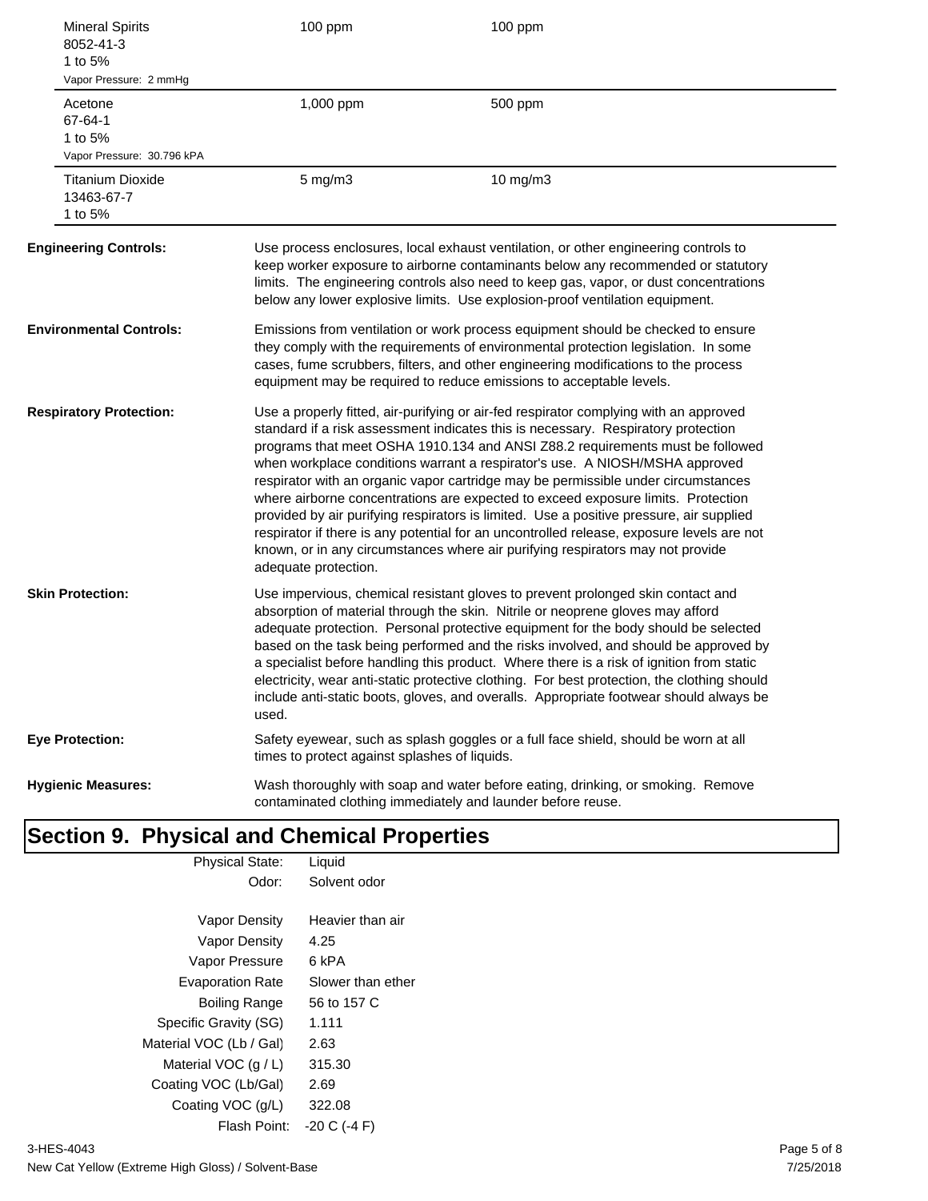| | | |
|---|---|---|
| Mineral Spirits<br>8052-41-3<br>1 to 5%<br>Vapor Pressure: 2 mmHg | 100 ppm | 100 ppm |
| Acetone<br>67-64-1<br>1 to 5%<br>Vapor Pressure: 30.796 kPA | 1,000 ppm | 500 ppm |
| Titanium Dioxide<br>13463-67-7<br>1 to 5% | 5 mg/m3 | 10 mg/m3 |

**Engineering Controls:** Use process enclosures, local exhaust ventilation, or other engineering controls to keep worker exposure to airborne contaminants below any recommended or statutory limits. The engineering controls also need to keep gas, vapor, or dust concentrations below any lower explosive limits. Use explosion-proof ventilation equipment.

**Environmental Controls:** Emissions from ventilation or work process equipment should be checked to ensure they comply with the requirements of environmental protection legislation. In some cases, fume scrubbers, filters, and other engineering modifications to the process equipment may be required to reduce emissions to acceptable levels.

**Respiratory Protection:** Use a properly fitted, air-purifying or air-fed respirator complying with an approved standard if a risk assessment indicates this is necessary. Respiratory protection programs that meet OSHA 1910.134 and ANSI Z88.2 requirements must be followed when workplace conditions warrant a respirator's use. A NIOSH/MSHA approved respirator with an organic vapor cartridge may be permissible under circumstances where airborne concentrations are expected to exceed exposure limits. Protection provided by air purifying respirators is limited. Use a positive pressure, air supplied respirator if there is any potential for an uncontrolled release, exposure levels are not known, or in any circumstances where air purifying respirators may not provide adequate protection.

**Skin Protection:** Use impervious, chemical resistant gloves to prevent prolonged skin contact and absorption of material through the skin. Nitrile or neoprene gloves may afford adequate protection. Personal protective equipment for the body should be selected based on the task being performed and the risks involved, and should be approved by a specialist before handling this product. Where there is a risk of ignition from static electricity, wear anti-static protective clothing. For best protection, the clothing should include anti-static boots, gloves, and overalls. Appropriate footwear should always be used.

**Eye Protection:** Safety eyewear, such as splash goggles or a full face shield, should be worn at all times to protect against splashes of liquids.

**Hygienic Measures:** Wash thoroughly with soap and water before eating, drinking, or smoking. Remove contaminated clothing immediately and launder before reuse.

# Section 9. Physical and Chemical Properties

| | |
|---|---|
| Physical State: | Liquid |
| Odor: | Solvent odor |
| Vapor Density | Heavier than air |
| Vapor Density | 4.25 |
| Vapor Pressure | 6 kPA |
| Evaporation Rate | Slower than ether |
| Boiling Range | 56 to 157 C |
| Specific Gravity (SG) | 1.111 |
| Material VOC (Lb / Gal) | 2.63 |
| Material VOC (g / L) | 315.30 |
| Coating VOC (Lb/Gal) | 2.69 |
| Coating VOC (g/L) | 322.08 |
| Flash Point: | -20 C (-4 F) |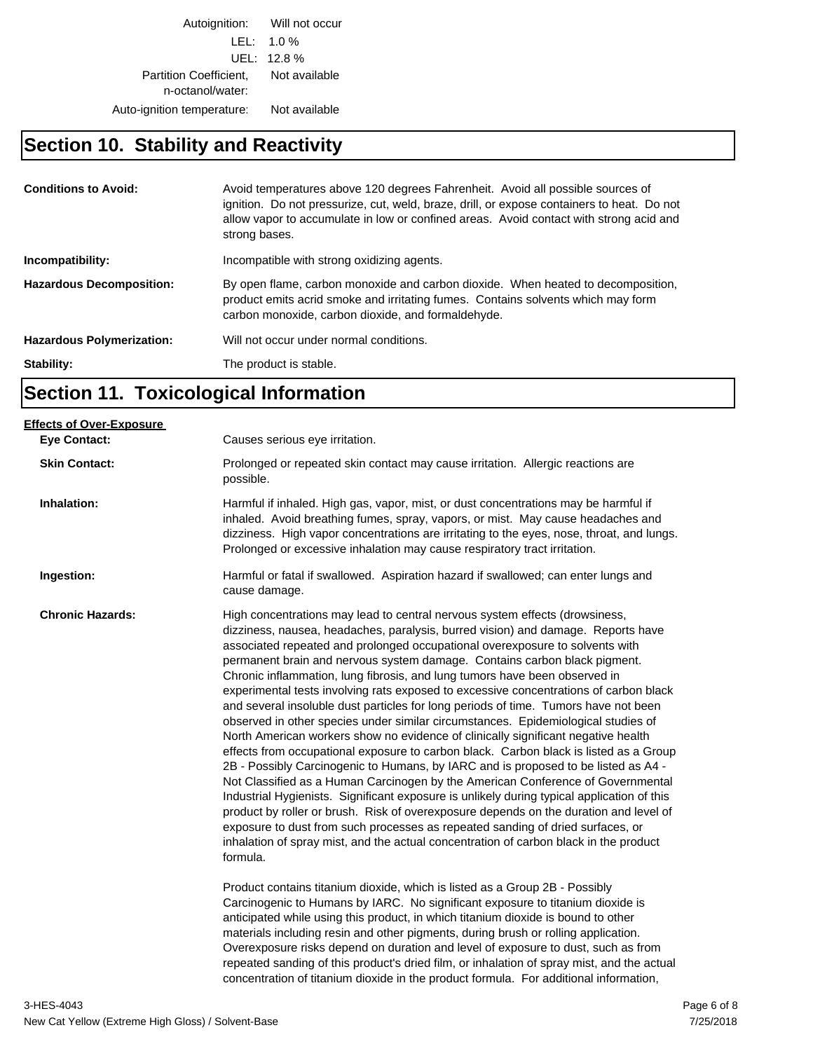| | |
|---|---|
| Autoignition: | Will not occur |
| LEL: | 1.0 % |
| UEL: | 12.8 % |
| Partition Coefficient, n-octanol/water: | Not available |
| Auto-ignition temperature: | Not available |

## Section 10. Stability and Reactivity

**Conditions to Avoid:** Avoid temperatures above 120 degrees Fahrenheit. Avoid all possible sources of ignition. Do not pressurize, cut, weld, braze, drill, or expose containers to heat. Do not allow vapor to accumulate in low or confined areas. Avoid contact with strong acid and strong bases.

**Incompatibility:** Incompatible with strong oxidizing agents.

**Hazardous Decomposition:** By open flame, carbon monoxide and carbon dioxide. When heated to decomposition, product emits acrid smoke and irritating fumes. Contains solvents which may form carbon monoxide, carbon dioxide, and formaldehyde.

**Hazardous Polymerization:** Will not occur under normal conditions.

**Stability:** The product is stable.

## Section 11. Toxicological Information

**Effects of Over-Exposure**

**Eye Contact:** Causes serious eye irritation.

**Skin Contact:** Prolonged or repeated skin contact may cause irritation. Allergic reactions are possible.

**Inhalation:** Harmful if inhaled. High gas, vapor, mist, or dust concentrations may be harmful if inhaled. Avoid breathing fumes, spray, vapors, or mist. May cause headaches and dizziness. High vapor concentrations are irritating to the eyes, nose, throat, and lungs. Prolonged or excessive inhalation may cause respiratory tract irritation.

**Ingestion:** Harmful or fatal if swallowed. Aspiration hazard if swallowed; can enter lungs and cause damage.

**Chronic Hazards:** High concentrations may lead to central nervous system effects (drowsiness, dizziness, nausea, headaches, paralysis, burred vision) and damage. Reports have associated repeated and prolonged occupational overexposure to solvents with permanent brain and nervous system damage. Contains carbon black pigment. Chronic inflammation, lung fibrosis, and lung tumors have been observed in experimental tests involving rats exposed to excessive concentrations of carbon black and several insoluble dust particles for long periods of time. Tumors have not been observed in other species under similar circumstances. Epidemiological studies of North American workers show no evidence of clinically significant negative health effects from occupational exposure to carbon black. Carbon black is listed as a Group 2B - Possibly Carcinogenic to Humans, by IARC and is proposed to be listed as A4 - Not Classified as a Human Carcinogen by the American Conference of Governmental Industrial Hygienists. Significant exposure is unlikely during typical application of this product by roller or brush. Risk of overexposure depends on the duration and level of exposure to dust from such processes as repeated sanding of dried surfaces, or inhalation of spray mist, and the actual concentration of carbon black in the product formula.

Product contains titanium dioxide, which is listed as a Group 2B - Possibly Carcinogenic to Humans by IARC. No significant exposure to titanium dioxide is anticipated while using this product, in which titanium dioxide is bound to other materials including resin and other pigments, during brush or rolling application. Overexposure risks depend on duration and level of exposure to dust, such as from repeated sanding of this product's dried film, or inhalation of spray mist, and the actual concentration of titanium dioxide in the product formula. For additional information,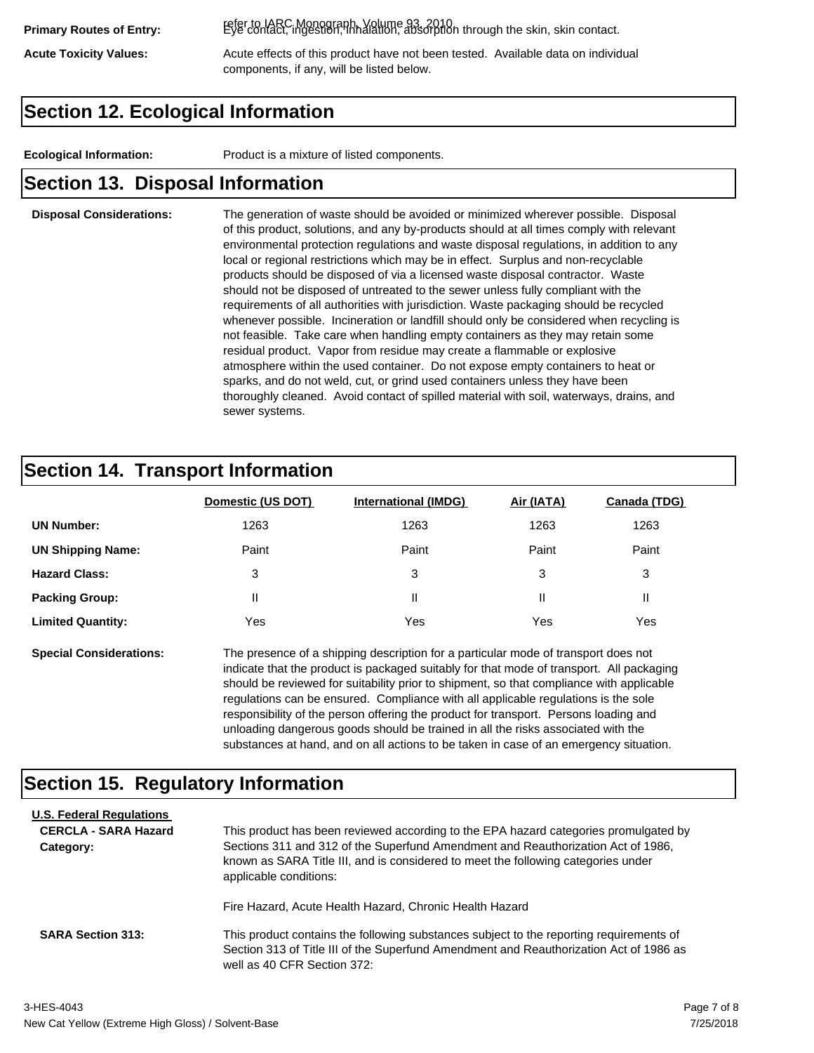**Primary Routes of Entry:** refer to IARC Monograph, Volume 93, 2010. Eye contact, ingestion, inhalation, absorption through the skin, skin contact.

**Acute Toxicity Values:** Acute effects of this product have not been tested. Available data on individual components, if any, will be listed below.

## Section 12. Ecological Information

**Ecological Information:** Product is a mixture of listed components.

## Section 13. Disposal Information

**Disposal Considerations:** The generation of waste should be avoided or minimized wherever possible. Disposal of this product, solutions, and any by-products should at all times comply with relevant environmental protection regulations and waste disposal regulations, in addition to any local or regional restrictions which may be in effect. Surplus and non-recyclable products should be disposed of via a licensed waste disposal contractor. Waste should not be disposed of untreated to the sewer unless fully compliant with the requirements of all authorities with jurisdiction. Waste packaging should be recycled whenever possible. Incineration or landfill should only be considered when recycling is not feasible. Take care when handling empty containers as they may retain some residual product. Vapor from residue may create a flammable or explosive atmosphere within the used container. Do not expose empty containers to heat or sparks, and do not weld, cut, or grind used containers unless they have been thoroughly cleaned. Avoid contact of spilled material with soil, waterways, drains, and sewer systems.

## Section 14. Transport Information

| | Domestic (US DOT) | International (IMDG) | Air (IATA) | Canada (TDG) |
|---|---|---|---|---|
| **UN Number:** | 1263 | 1263 | 1263 | 1263 |
| **UN Shipping Name:** | Paint | Paint | Paint | Paint |
| **Hazard Class:** | 3 | 3 | 3 | 3 |
| **Packing Group:** | II | II | II | II |
| **Limited Quantity:** | Yes | Yes | Yes | Yes |

**Special Considerations:** The presence of a shipping description for a particular mode of transport does not indicate that the product is packaged suitably for that mode of transport. All packaging should be reviewed for suitability prior to shipment, so that compliance with applicable regulations can be ensured. Compliance with all applicable regulations is the sole responsibility of the person offering the product for transport. Persons loading and unloading dangerous goods should be trained in all the risks associated with the substances at hand, and on all actions to be taken in case of an emergency situation.

## Section 15. Regulatory Information

**U.S. Federal Regulations**

**CERCLA - SARA Hazard Category:** This product has been reviewed according to the EPA hazard categories promulgated by Sections 311 and 312 of the Superfund Amendment and Reauthorization Act of 1986, known as SARA Title III, and is considered to meet the following categories under applicable conditions:

Fire Hazard, Acute Health Hazard, Chronic Health Hazard

**SARA Section 313:** This product contains the following substances subject to the reporting requirements of Section 313 of Title III of the Superfund Amendment and Reauthorization Act of 1986 as well as 40 CFR Section 372:

3-HES-4043
New Cat Yellow (Extreme High Gloss) / Solvent-Base
7/25/2018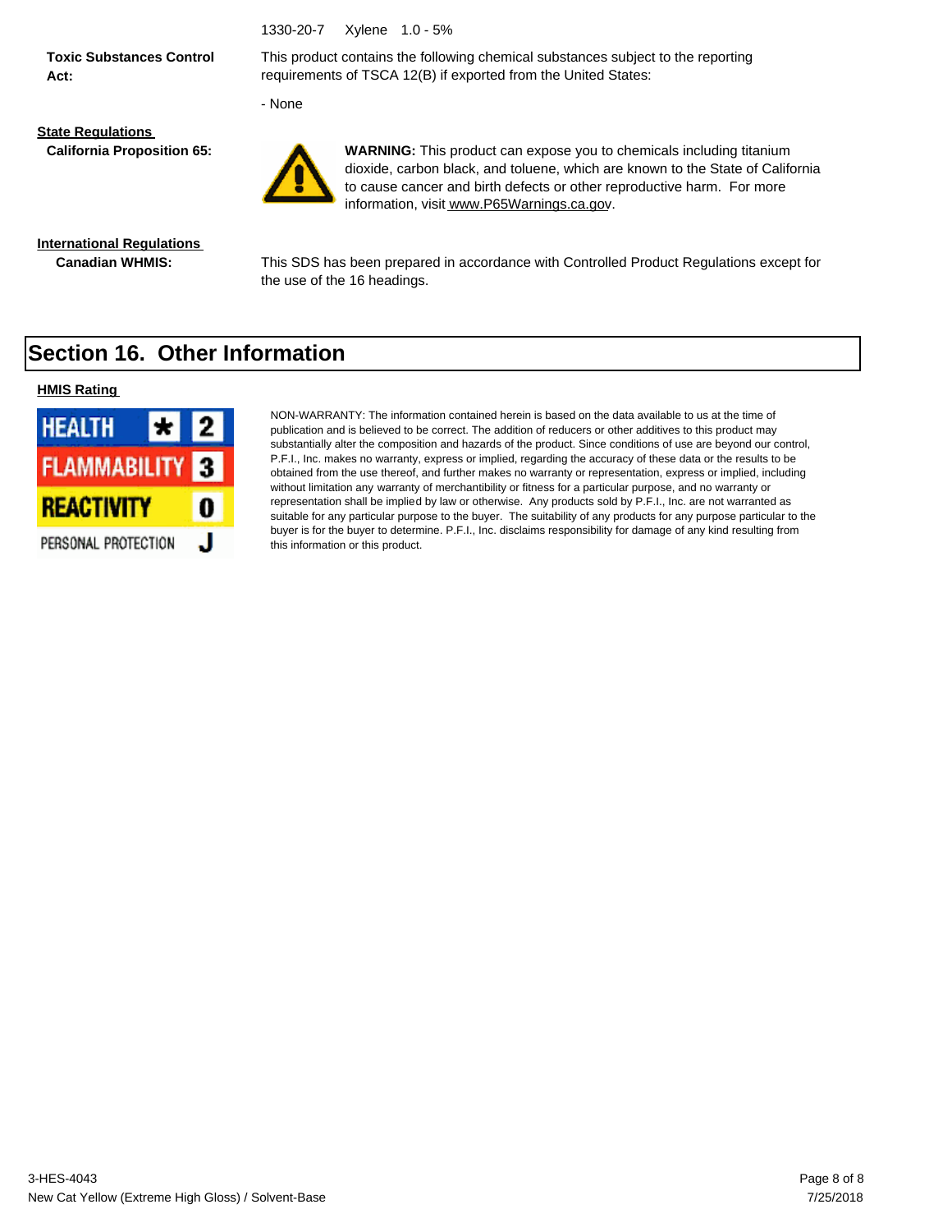1330-20-7 Xylene 1.0 - 5%

**Toxic Substances Control Act:** This product contains the following chemical substances subject to the reporting requirements of TSCA 12(B) if exported from the United States:

- None

**State Regulations**

**California Proposition 65:**

**WARNING:** This product can expose you to chemicals including titanium dioxide, carbon black, and toluene, which are known to the State of California to cause cancer and birth defects or other reproductive harm. For more information, visit www.P65Warnings.ca.gov.

**International Regulations**

**Canadian WHMIS:** This SDS has been prepared in accordance with Controlled Product Regulations except for the use of the 16 headings.

## Section 16. Other Information

**HMIS Rating**

| | | |
|---|---|---|
| HEALTH | * | 2 |
| FLAMMABILITY | | 3 |
| REACTIVITY | | 0 |
| PERSONAL PROTECTION | | J |

NON-WARRANTY: The information contained herein is based on the data available to us at the time of publication and is believed to be correct. The addition of reducers or other additives to this product may substantially alter the composition and hazards of the product. Since conditions of use are beyond our control, P.F.I., Inc. makes no warranty, express or implied, regarding the accuracy of these data or the results to be obtained from the use thereof, and further makes no warranty or representation, express or implied, including without limitation any warranty of merchantability or fitness for a particular purpose, and no warranty or representation shall be implied by law or otherwise. Any products sold by P.F.I., Inc. are not warranted as suitable for any particular purpose to the buyer. The suitability of any products for any purpose particular to the buyer is for the buyer to determine. P.F.I., Inc. disclaims responsibility for damage of any kind resulting from this information or this product.